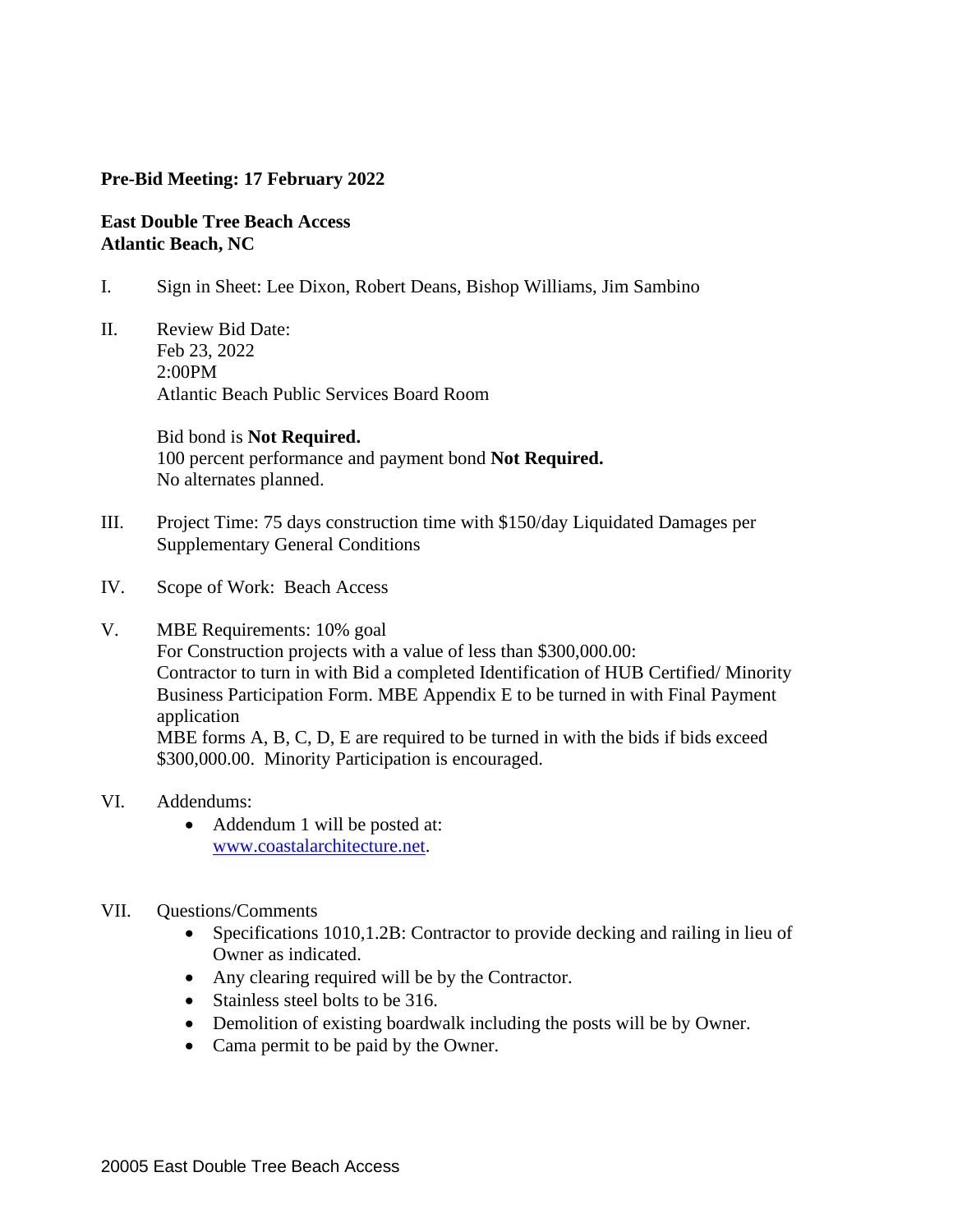**Pre-Bid Meeting: 17 February 2022**

**East Double Tree Beach Access**
**Atlantic Beach, NC**

I. Sign in Sheet: Lee Dixon, Robert Deans, Bishop Williams, Jim Sambino

II. Review Bid Date:
Feb 23, 2022
2:00PM
Atlantic Beach Public Services Board Room

Bid bond is **Not Required.**
100 percent performance and payment bond **Not Required.**
No alternates planned.

III. Project Time: 75 days construction time with $150/day Liquidated Damages per Supplementary General Conditions

IV. Scope of Work: Beach Access

V. MBE Requirements: 10% goal
For Construction projects with a value of less than $300,000.00:
Contractor to turn in with Bid a completed Identification of HUB Certified/ Minority Business Participation Form. MBE Appendix E to be turned in with Final Payment application
MBE forms A, B, C, D, E are required to be turned in with the bids if bids exceed $300,000.00. Minority Participation is encouraged.

VI. Addendums:
- Addendum 1 will be posted at: [www.coastalarchitecture.net](http://www.coastalarchitecture.net).

VII. Questions/Comments
- Specifications 1010,1.2B: Contractor to provide decking and railing in lieu of Owner as indicated.
- Any clearing required will be by the Contractor.
- Stainless steel bolts to be 316.
- Demolition of existing boardwalk including the posts will be by Owner.
- Cama permit to be paid by the Owner.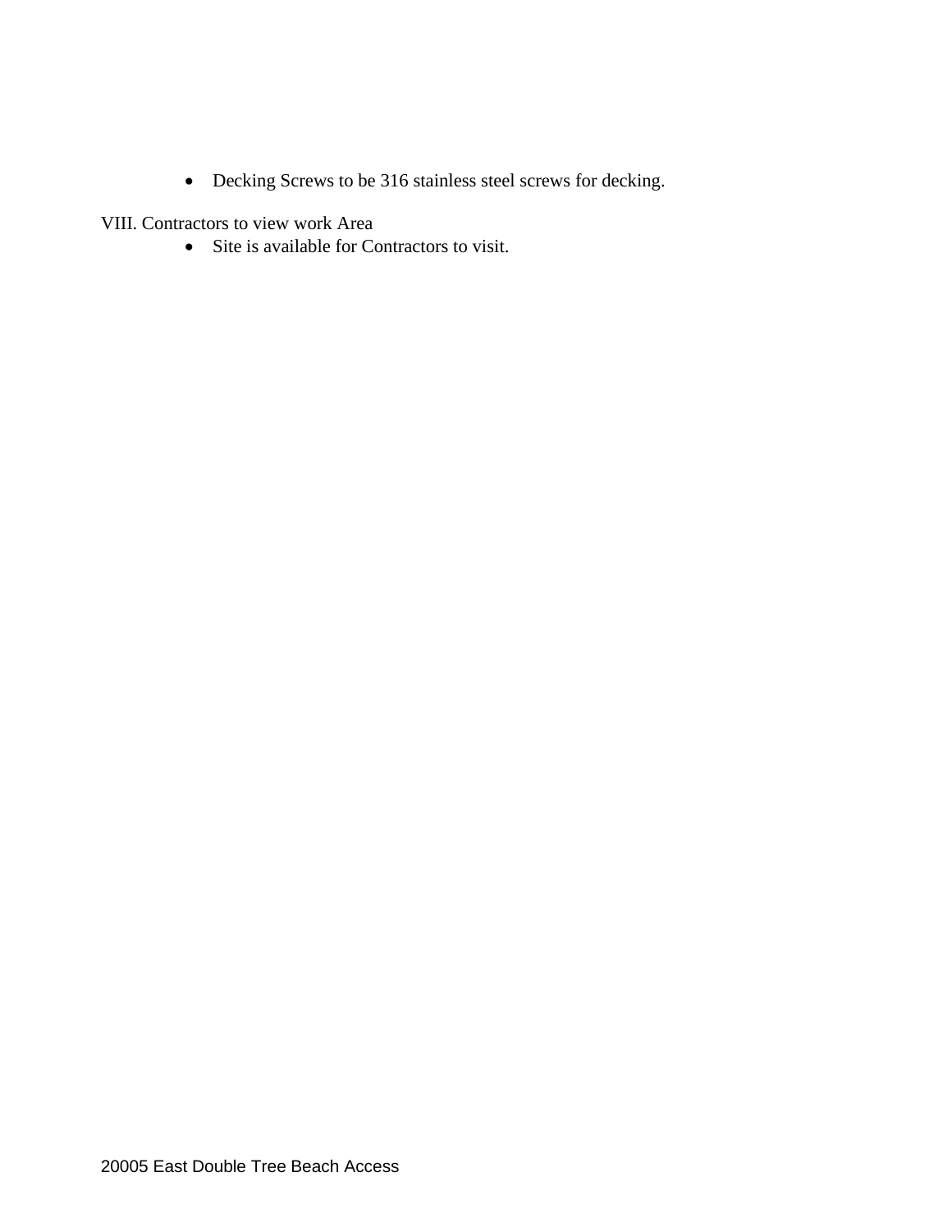- Decking Screws to be 316 stainless steel screws for decking.

VIII. Contractors to view work Area

- Site is available for Contractors to visit.